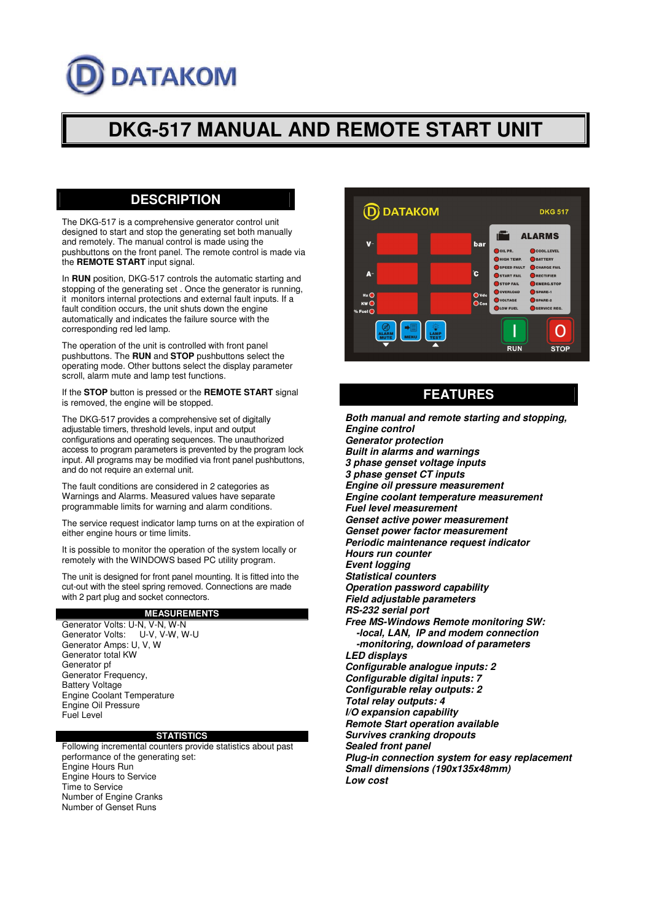DATAKOM

# DKG-517 MANUAL AND REMOTE START UNIT

## DESCRIPTION

The DKG-517 is a comprehensive generator control unit designed to start and stop the generating set both manually and remotely. The manual control is made using the pushbuttons on the front panel. The remote control is made via the **REMOTE START** input signal.

In **RUN** position, DKG-517 controls the automatic starting and stopping of the generating set . Once the generator is running, it monitors internal protections and external fault inputs. If a fault condition occurs, the unit shuts down the engine automatically and indicates the failure source with the corresponding red led lamp.

The operation of the unit is controlled with front panel pushbuttons. The **RUN** and **STOP** pushbuttons select the operating mode. Other buttons select the display parameter scroll, alarm mute and lamp test functions.

If the **STOP** button is pressed or the **REMOTE START** signal is removed, the engine will be stopped.

The DKG-517 provides a comprehensive set of digitally adjustable timers, threshold levels, input and output configurations and operating sequences. The unauthorized access to program parameters is prevented by the program lock input. All programs may be modified via front panel pushbuttons, and do not require an external unit.

The fault conditions are considered in 2 categories as Warnings and Alarms. Measured values have separate programmable limits for warning and alarm conditions.

The service request indicator lamp turns on at the expiration of either engine hours or time limits.

It is possible to monitor the operation of the system locally or remotely with the WINDOWS based PC utility program.

The unit is designed for front panel mounting. It is fitted into the cut-out with the steel spring removed. Connections are made with 2 part plug and socket connectors.

### MEASUREMENTS

Generator Volts: U-N, V-N, W-N
Generator Volts: U-V, V-W, W-U
Generator Amps: U, V, W
Generator total KW
Generator pf
Generator Frequency,
Battery Voltage
Engine Coolant Temperature
Engine Oil Pressure
Fuel Level

### STATISTICS

Following incremental counters provide statistics about past performance of the generating set:
Engine Hours Run
Engine Hours to Service
Time to Service
Number of Engine Cranks
Number of Genset Runs

## FEATURES

***Both manual and remote starting and stopping,***
***Engine control***
***Generator protection***
***Built in alarms and warnings***
***3 phase genset voltage inputs***
***3 phase genset CT inputs***
***Engine oil pressure measurement***
***Engine coolant temperature measurement***
***Fuel level measurement***
***Genset active power measurement***
***Genset power factor measurement***
***Periodic maintenance request indicator***
***Hours run counter***
***Event logging***
***Statistical counters***
***Operation password capability***
***Field adjustable parameters***
***RS-232 serial port***
***Free MS-Windows Remote monitoring SW:***
***-local, LAN, IP and modem connection***
***-monitoring, download of parameters***
***LED displays***
***Configurable analogue inputs: 2***
***Configurable digital inputs: 7***
***Configurable relay outputs: 2***
***Total relay outputs: 4***
***I/O expansion capability***
***Remote Start operation available***
***Survives cranking dropouts***
***Sealed front panel***
***Plug-in connection system for easy replacement***
***Small dimensions (190x135x48mm)***
***Low cost***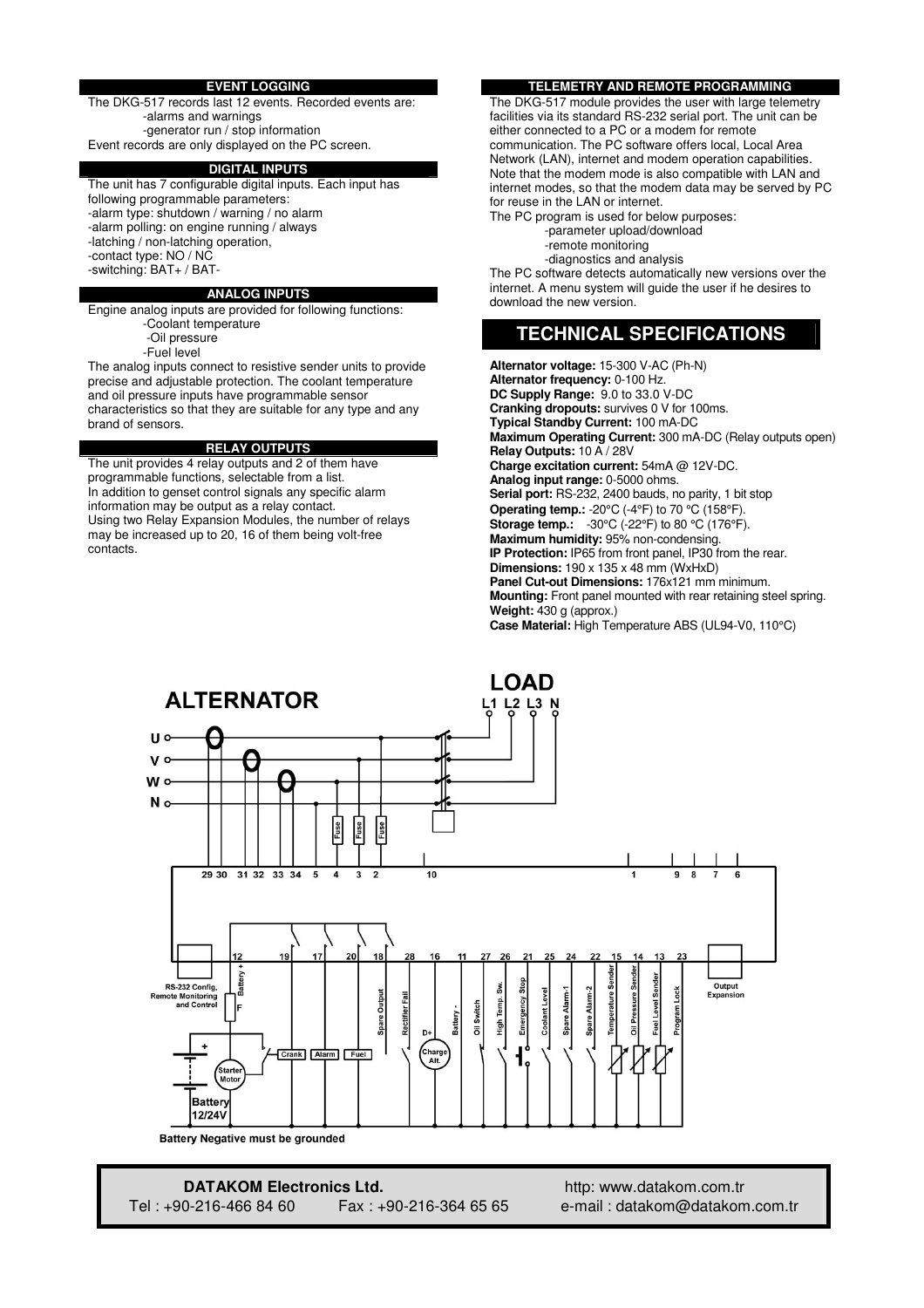## EVENT LOGGING

The DKG-517 records last 12 events. Recorded events are:
- -alarms and warnings
- -generator run / stop information

Event records are only displayed on the PC screen.

## DIGITAL INPUTS

The unit has 7 configurable digital inputs. Each input has following programmable parameters:
- -alarm type: shutdown / warning / no alarm
- -alarm polling: on engine running / always
- -latching / non-latching operation,
- -contact type: NO / NC
- -switching: BAT+ / BAT-

## ANALOG INPUTS

Engine analog inputs are provided for following functions:
- -Coolant temperature
- -Oil pressure
- -Fuel level

The analog inputs connect to resistive sender units to provide precise and adjustable protection. The coolant temperature and oil pressure inputs have programmable sensor characteristics so that they are suitable for any type and any brand of sensors.

## RELAY OUTPUTS

The unit provides 4 relay outputs and 2 of them have programmable functions, selectable from a list.
In addition to genset control signals any specific alarm information may be output as a relay contact.
Using two Relay Expansion Modules, the number of relays may be increased up to 20, 16 of them being volt-free contacts.

## TELEMETRY AND REMOTE PROGRAMMING

The DKG-517 module provides the user with large telemetry facilities via its standard RS-232 serial port. The unit can be either connected to a PC or a modem for remote communication. The PC software offers local, Local Area Network (LAN), internet and modem operation capabilities. Note that the modem mode is also compatible with LAN and internet modes, so that the modem data may be served by PC for reuse in the LAN or internet.
The PC program is used for below purposes:
- -parameter upload/download
- -remote monitoring
- -diagnostics and analysis

The PC software detects automatically new versions over the internet. A menu system will guide the user if he desires to download the new version.

# TECHNICAL SPECIFICATIONS

**Alternator voltage:** 15-300 V-AC (Ph-N)
**Alternator frequency:** 0-100 Hz.
**DC Supply Range:** 9.0 to 33.0 V-DC
**Cranking dropouts:** survives 0 V for 100ms.
**Typical Standby Current:** 100 mA-DC
**Maximum Operating Current:** 300 mA-DC (Relay outputs open)
**Relay Outputs:** 10 A / 28V
**Charge excitation current:** 54mA @ 12V-DC.
**Analog input range:** 0-5000 ohms.
**Serial port:** RS-232, 2400 bauds, no parity, 1 bit stop
**Operating temp.:** -20°C (-4°F) to 70 °C (158°F).
**Storage temp.:** -30°C (-22°F) to 80 °C (176°F).
**Maximum humidity:** 95% non-condensing.
**IP Protection:** IP65 from front panel, IP30 from the rear.
**Dimensions:** 190 x 135 x 48 mm (WxHxD)
**Panel Cut-out Dimensions:** 176x121 mm minimum.
**Mounting:** Front panel mounted with rear retaining steel spring.
**Weight:** 430 g (approx.)
**Case Material:** High Temperature ABS (UL94-V0, 110°C)

ALTERNATOR
LOAD
L1 L2 L3 N
U V W N
Fuse Fuse Fuse
29 30 31 32 33 34 5 4 3 2 10 1 9 8 7 6
12 19 17 20 18 28 16 11 27 26 21 25 24 22 15 14 13 23
RS-232 Config, Remote Monitoring and Control
Battery + F
Spare Output
Rectifier Fail
D+
Charge Alt
Battery -
Oil Switch
High Temp. Sw.
Emergency Stop
Coolant Level
Spare Alarm-1
Spare Alarm-2
Temperature Sender
Oil Pressure Sender
Fuel Level Sender
Program Lock
Output Expansion
Crank Alarm Fuel
Starter Motor
Battery 12/24V
Battery Negative must be grounded

**DATAKOM Electronics Ltd.** http: www.datakom.com.tr
Tel : +90-216-466 84 60 Fax : +90-216-364 65 65 e-mail : datakom@datakom.com.tr